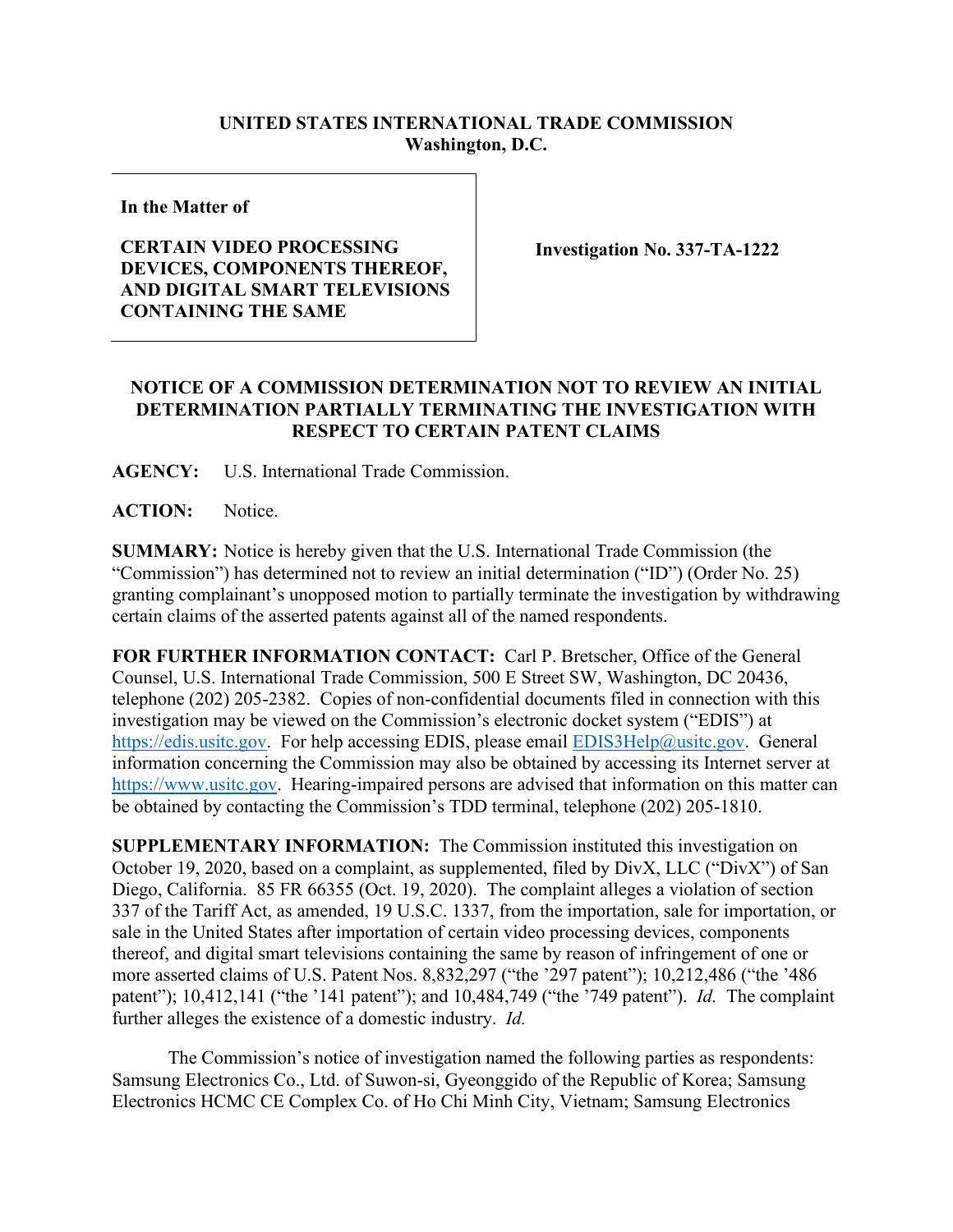**UNITED STATES INTERNATIONAL TRADE COMMISSION**
**Washington, D.C.**

| In the Matter of<br><br>**CERTAIN VIDEO PROCESSING DEVICES, COMPONENTS THEREOF, AND DIGITAL SMART TELEVISIONS CONTAINING THE SAME** | **Investigation No. 337-TA-1222** |
|---|---|

**NOTICE OF A COMMISSION DETERMINATION NOT TO REVIEW AN INITIAL DETERMINATION PARTIALLY TERMINATING THE INVESTIGATION WITH RESPECT TO CERTAIN PATENT CLAIMS**

**AGENCY:** U.S. International Trade Commission.

**ACTION:** Notice.

**SUMMARY:** Notice is hereby given that the U.S. International Trade Commission (the "Commission") has determined not to review an initial determination ("ID") (Order No. 25) granting complainant's unopposed motion to partially terminate the investigation by withdrawing certain claims of the asserted patents against all of the named respondents.

**FOR FURTHER INFORMATION CONTACT:** Carl P. Bretscher, Office of the General Counsel, U.S. International Trade Commission, 500 E Street SW, Washington, DC 20436, telephone (202) 205-2382. Copies of non-confidential documents filed in connection with this investigation may be viewed on the Commission's electronic docket system ("EDIS") at https://edis.usitc.gov. For help accessing EDIS, please email EDIS3Help@usitc.gov. General information concerning the Commission may also be obtained by accessing its Internet server at https://www.usitc.gov. Hearing-impaired persons are advised that information on this matter can be obtained by contacting the Commission's TDD terminal, telephone (202) 205-1810.

**SUPPLEMENTARY INFORMATION:** The Commission instituted this investigation on October 19, 2020, based on a complaint, as supplemented, filed by DivX, LLC ("DivX") of San Diego, California. 85 FR 66355 (Oct. 19, 2020). The complaint alleges a violation of section 337 of the Tariff Act, as amended, 19 U.S.C. 1337, from the importation, sale for importation, or sale in the United States after importation of certain video processing devices, components thereof, and digital smart televisions containing the same by reason of infringement of one or more asserted claims of U.S. Patent Nos. 8,832,297 ("the '297 patent"); 10,212,486 ("the '486 patent"); 10,412,141 ("the '141 patent"); and 10,484,749 ("the '749 patent"). *Id.* The complaint further alleges the existence of a domestic industry. *Id.*

The Commission's notice of investigation named the following parties as respondents: Samsung Electronics Co., Ltd. of Suwon-si, Gyeonggido of the Republic of Korea; Samsung Electronics HCMC CE Complex Co. of Ho Chi Minh City, Vietnam; Samsung Electronics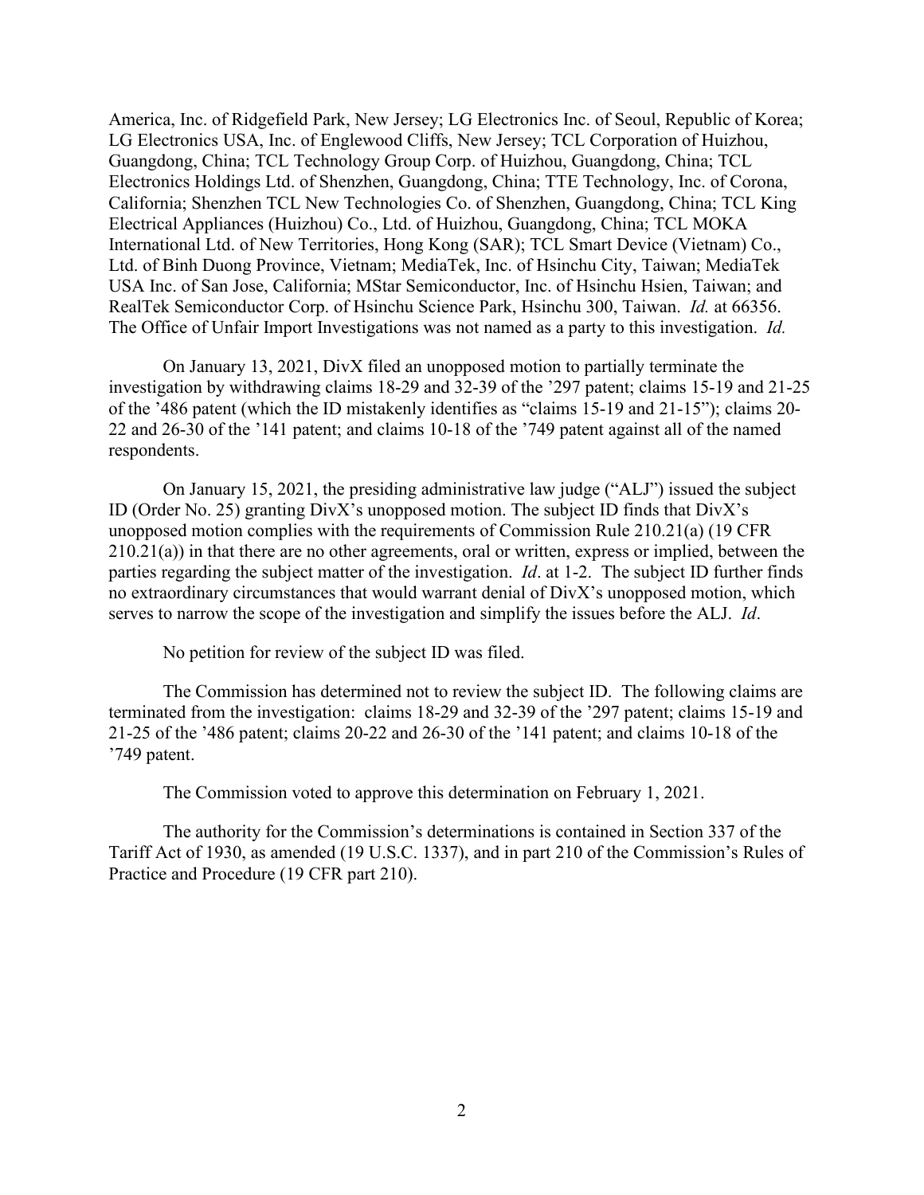America, Inc. of Ridgefield Park, New Jersey; LG Electronics Inc. of Seoul, Republic of Korea; LG Electronics USA, Inc. of Englewood Cliffs, New Jersey; TCL Corporation of Huizhou, Guangdong, China; TCL Technology Group Corp. of Huizhou, Guangdong, China; TCL Electronics Holdings Ltd. of Shenzhen, Guangdong, China; TTE Technology, Inc. of Corona, California; Shenzhen TCL New Technologies Co. of Shenzhen, Guangdong, China; TCL King Electrical Appliances (Huizhou) Co., Ltd. of Huizhou, Guangdong, China; TCL MOKA International Ltd. of New Territories, Hong Kong (SAR); TCL Smart Device (Vietnam) Co., Ltd. of Binh Duong Province, Vietnam; MediaTek, Inc. of Hsinchu City, Taiwan; MediaTek USA Inc. of San Jose, California; MStar Semiconductor, Inc. of Hsinchu Hsien, Taiwan; and RealTek Semiconductor Corp. of Hsinchu Science Park, Hsinchu 300, Taiwan. *Id.* at 66356. The Office of Unfair Import Investigations was not named as a party to this investigation. *Id.*

On January 13, 2021, DivX filed an unopposed motion to partially terminate the investigation by withdrawing claims 18-29 and 32-39 of the '297 patent; claims 15-19 and 21-25 of the '486 patent (which the ID mistakenly identifies as "claims 15-19 and 21-15"); claims 20-22 and 26-30 of the '141 patent; and claims 10-18 of the '749 patent against all of the named respondents.

On January 15, 2021, the presiding administrative law judge ("ALJ") issued the subject ID (Order No. 25) granting DivX's unopposed motion. The subject ID finds that DivX's unopposed motion complies with the requirements of Commission Rule 210.21(a) (19 CFR 210.21(a)) in that there are no other agreements, oral or written, express or implied, between the parties regarding the subject matter of the investigation. *Id*. at 1-2. The subject ID further finds no extraordinary circumstances that would warrant denial of DivX's unopposed motion, which serves to narrow the scope of the investigation and simplify the issues before the ALJ. *Id*.

No petition for review of the subject ID was filed.

The Commission has determined not to review the subject ID. The following claims are terminated from the investigation: claims 18-29 and 32-39 of the '297 patent; claims 15-19 and 21-25 of the '486 patent; claims 20-22 and 26-30 of the '141 patent; and claims 10-18 of the '749 patent.

The Commission voted to approve this determination on February 1, 2021.

The authority for the Commission's determinations is contained in Section 337 of the Tariff Act of 1930, as amended (19 U.S.C. 1337), and in part 210 of the Commission's Rules of Practice and Procedure (19 CFR part 210).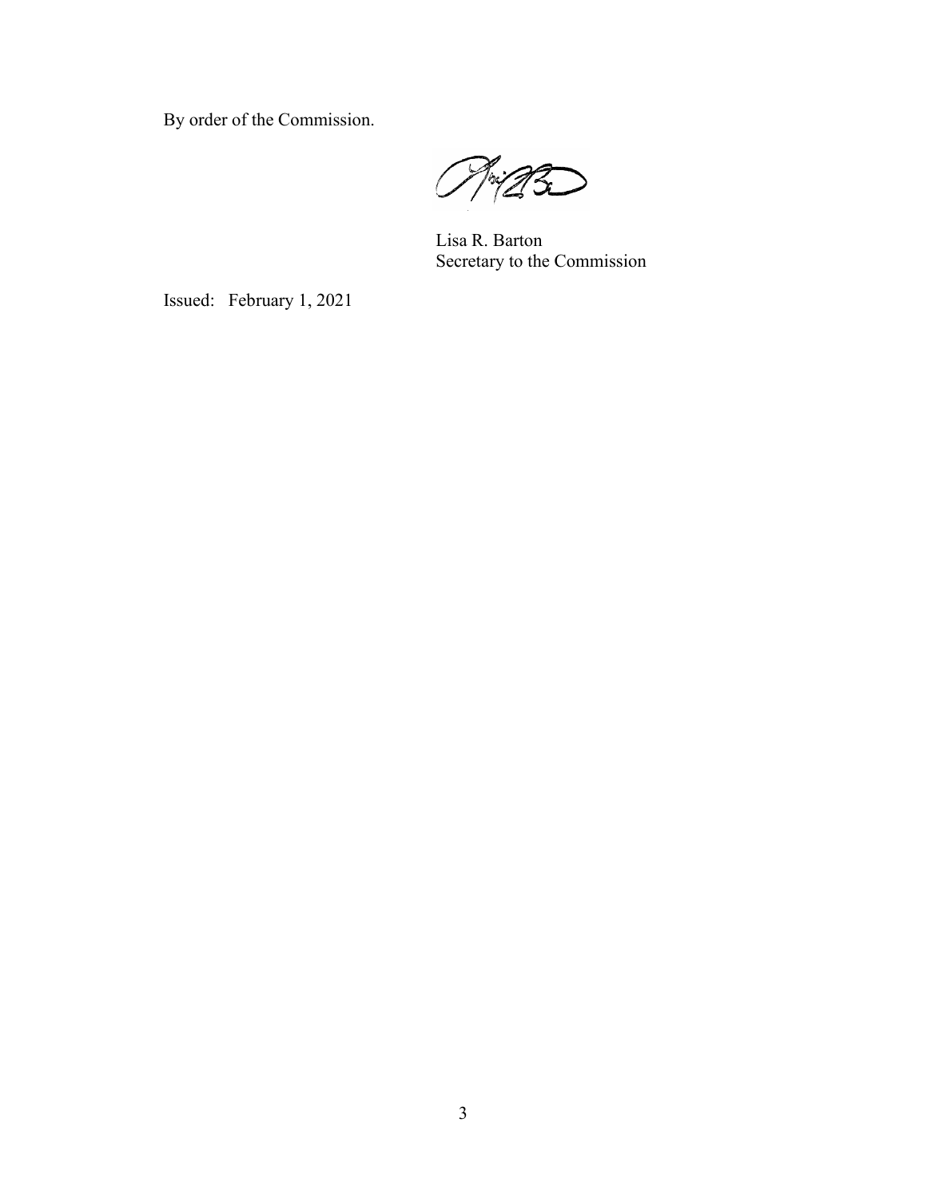By order of the Commission.

Lisa R. Barton
Secretary to the Commission

Issued: February 1, 2021